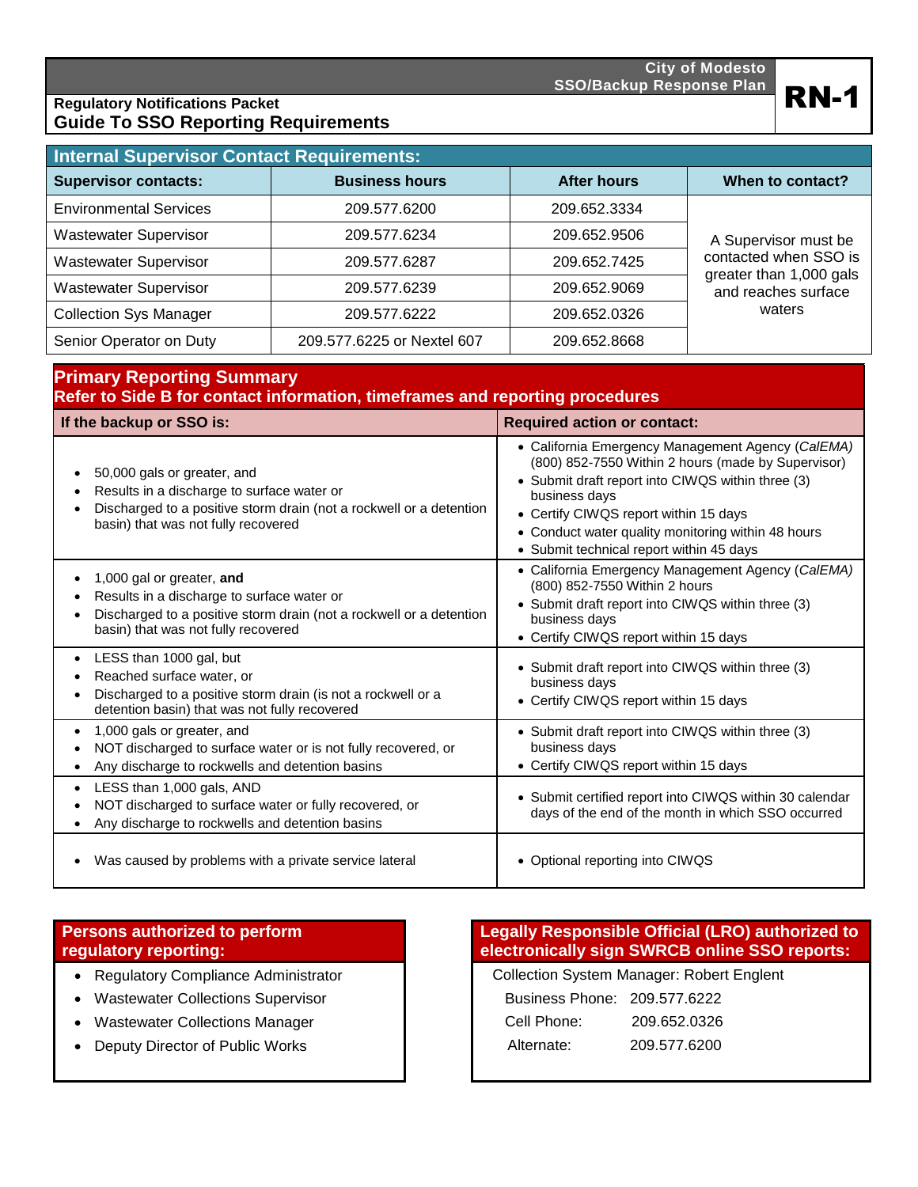City of Modesto
SSO/Backup Response Plan

**RN-1**

Regulatory Notifications Packet

# Guide To SSO Reporting Requirements

## Internal Supervisor Contact Requirements:

| Supervisor contacts: | Business hours | After hours | When to contact? |
|---|---|---|---|
| Environmental Services | 209.577.6200 | 209.652.3334 | A Supervisor must be contacted when SSO is greater than 1,000 gals and reaches surface waters |
| Wastewater Supervisor | 209.577.6234 | 209.652.9506 | |
| Wastewater Supervisor | 209.577.6287 | 209.652.7425 | |
| Wastewater Supervisor | 209.577.6239 | 209.652.9069 | |
| Collection Sys Manager | 209.577.6222 | 209.652.0326 | |
| Senior Operator on Duty | 209.577.6225 or Nextel 607 | 209.652.8668 | |

## Primary Reporting Summary

**Refer to Side B for contact information, timeframes and reporting procedures**

| If the backup or SSO is: | Required action or contact: |
|---|---|
| • 50,000 gals or greater, and<br>• Results in a discharge to surface water or<br>• Discharged to a positive storm drain (not a rockwell or a detention basin) that was not fully recovered | • California Emergency Management Agency (*CalEMA*) (800) 852-7550 Within 2 hours (made by Supervisor)<br>• Submit draft report into CIWQS within three (3) business days<br>• Certify CIWQS report within 15 days<br>• Conduct water quality monitoring within 48 hours<br>• Submit technical report within 45 days |
| • 1,000 gal or greater, **and**<br>• Results in a discharge to surface water or<br>• Discharged to a positive storm drain (not a rockwell or a detention basin) that was not fully recovered | • California Emergency Management Agency (*CalEMA*) (800) 852-7550 Within 2 hours<br>• Submit draft report into CIWQS within three (3) business days<br>• Certify CIWQS report within 15 days |
| • LESS than 1000 gal, but<br>• Reached surface water, or<br>• Discharged to a positive storm drain (is not a rockwell or a detention basin) that was not fully recovered | • Submit draft report into CIWQS within three (3) business days<br>• Certify CIWQS report within 15 days |
| • 1,000 gals or greater, and<br>• NOT discharged to surface water or is not fully recovered, or<br>• Any discharge to rockwells and detention basins | • Submit draft report into CIWQS within three (3) business days<br>• Certify CIWQS report within 15 days |
| • LESS than 1,000 gals, AND<br>• NOT discharged to surface water or fully recovered, or<br>• Any discharge to rockwells and detention basins | • Submit certified report into CIWQS within 30 calendar days of the end of the month in which SSO occurred |
| • Was caused by problems with a private service lateral | • Optional reporting into CIWQS |

## Persons authorized to perform regulatory reporting:

- Regulatory Compliance Administrator
- Wastewater Collections Supervisor
- Wastewater Collections Manager
- Deputy Director of Public Works

## Legally Responsible Official (LRO) authorized to electronically sign SWRCB online SSO reports:

Collection System Manager: Robert Englent

Business Phone: 209.577.6222

Cell Phone: 209.652.0326

Alternate: 209.577.6200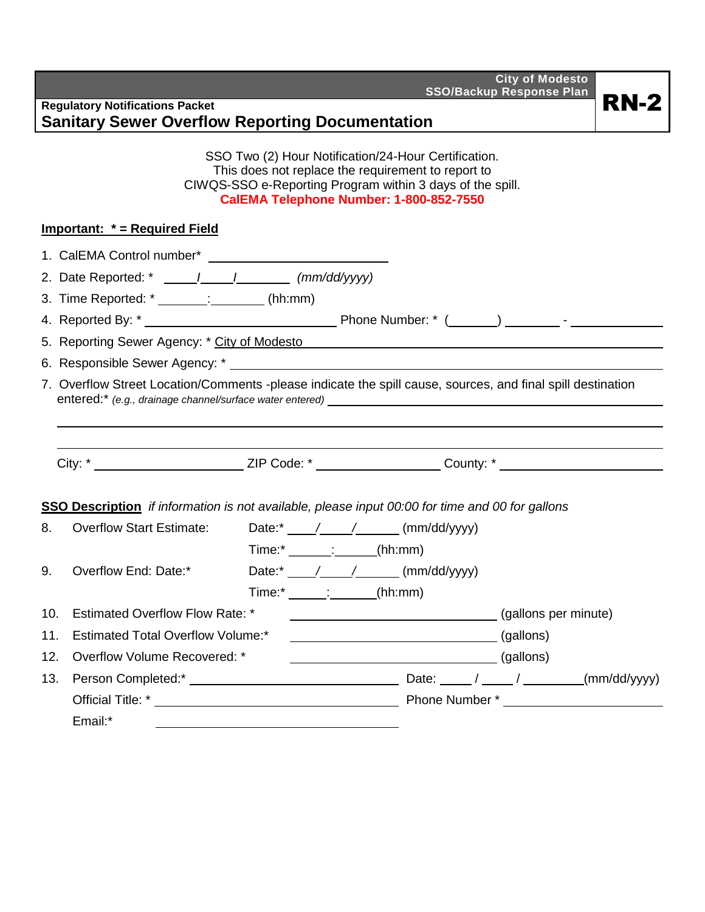City of Modesto
SSO/Backup Response Plan

**RN-2**

**Regulatory Notifications Packet**

## Sanitary Sewer Overflow Reporting Documentation

SSO Two (2) Hour Notification/24-Hour Certification.
This does not replace the requirement to report to
CIWQS-SSO e-Reporting Program within 3 days of the spill.
**CalEMA Telephone Number: 1-800-852-7550**

**Important: * = Required Field**

1. CalEMA Control number* ____________________
2. Date Reported: * _____/_____/________ *(mm/dd/yyyy)*
3. Time Reported: * _______:________ (hh:mm)
4. Reported By: * ______________________ Phone Number: * (_______) ________ - ____________
5. Reporting Sewer Agency: * City of Modesto
6. Responsible Sewer Agency: * ______________________________
7. Overflow Street Location/Comments -please indicate the spill cause, sources, and final spill destination entered:* *(e.g., drainage channel/surface water entered)* ______________________________

   ______________________________

   ______________________________

   City: * ________________ ZIP Code: * ______________ County: * ________________

**SSO Description** *if information is not available, please input 00:00 for time and 00 for gallons*

8. Overflow Start Estimate: Date:* ____/____/______ (mm/dd/yyyy)
   Time:* ______:______(hh:mm)
9. Overflow End: Date:* Date:* ____/____/______ (mm/dd/yyyy)
   Time:* ______:_______(hh:mm)
10. Estimated Overflow Flow Rate: * ________________________ (gallons per minute)
11. Estimated Total Overflow Volume:* ________________________ (gallons)
12. Overflow Volume Recovered: * ________________________ (gallons)
13. Person Completed:* ________________________ Date: _____ / _____ / _________(mm/dd/yyyy)
    Official Title: * ________________________ Phone Number * ________________
    Email:* ________________________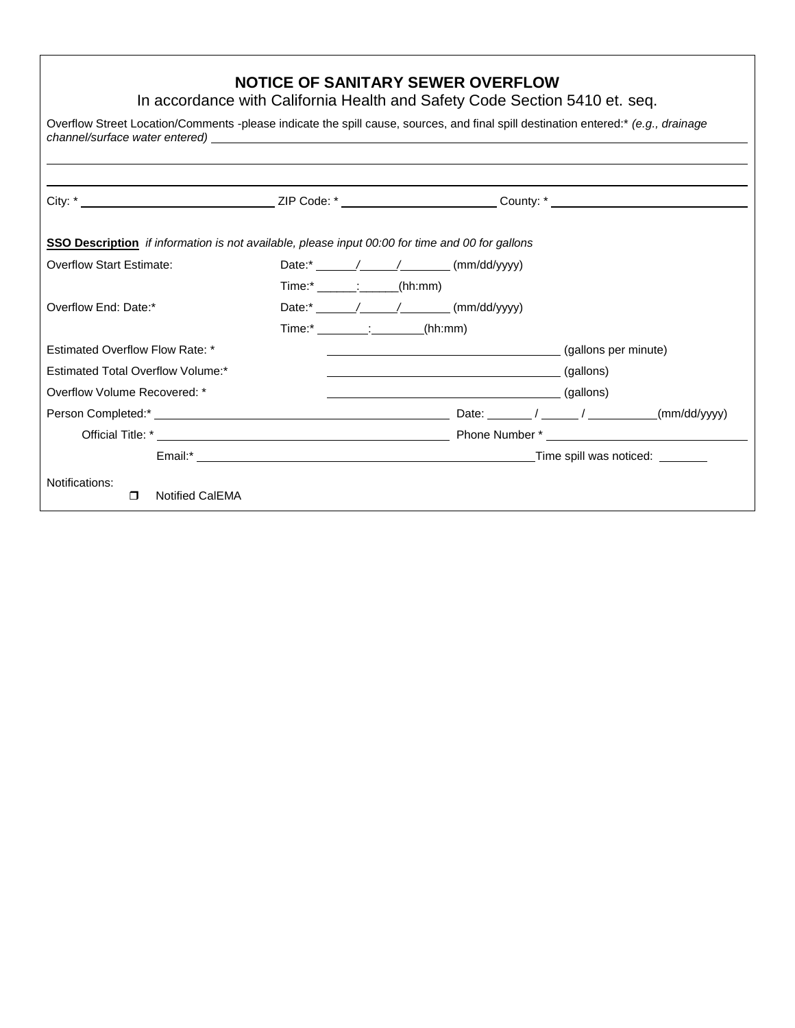## NOTICE OF SANITARY SEWER OVERFLOW

In accordance with California Health and Safety Code Section 5410 et. seq.

Overflow Street Location/Comments -please indicate the spill cause, sources, and final spill destination entered:* *(e.g., drainage channel/surface water entered)* ______________________________________________

______________________________________________

______________________________________________

City: * ____________________ ZIP Code: * ____________________ County: * ____________________

**SSO Description** *if information is not available, please input 00:00 for time and 00 for gallons*

Overflow Start Estimate: Date:* ______/_____/_______ (mm/dd/yyyy)

Time:* ______:______(hh:mm)

Overflow End: Date:* Date:* ______/_____/_______ (mm/dd/yyyy)

Time:* ________:________(hh:mm)

Estimated Overflow Flow Rate: * ____________________ (gallons per minute)

Estimated Total Overflow Volume:* ____________________ (gallons)

Overflow Volume Recovered: * ____________________ (gallons)

Person Completed:* ____________________ Date: _______ / ______ / __________(mm/dd/yyyy)

Official Title: * ____________________ Phone Number * ____________________

Email:* ____________________Time spill was noticed: _______

Notifications:

- ☐ Notified CalEMA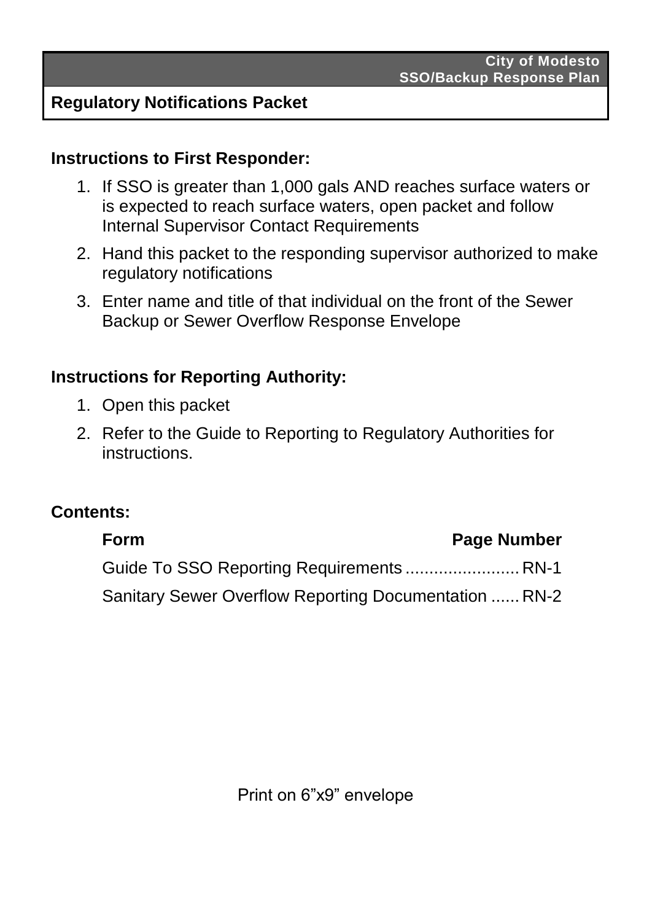## Regulatory Notifications Packet

**Instructions to First Responder:**

1. If SSO is greater than 1,000 gals AND reaches surface waters or is expected to reach surface waters, open packet and follow Internal Supervisor Contact Requirements
2. Hand this packet to the responding supervisor authorized to make regulatory notifications
3. Enter name and title of that individual on the front of the Sewer Backup or Sewer Overflow Response Envelope

**Instructions for Reporting Authority:**

1. Open this packet
2. Refer to the Guide to Reporting to Regulatory Authorities for instructions.

**Contents:**

| Form | Page Number |
|---|---|
| Guide To SSO Reporting Requirements | RN-1 |
| Sanitary Sewer Overflow Reporting Documentation | RN-2 |

Print on 6"x9" envelope